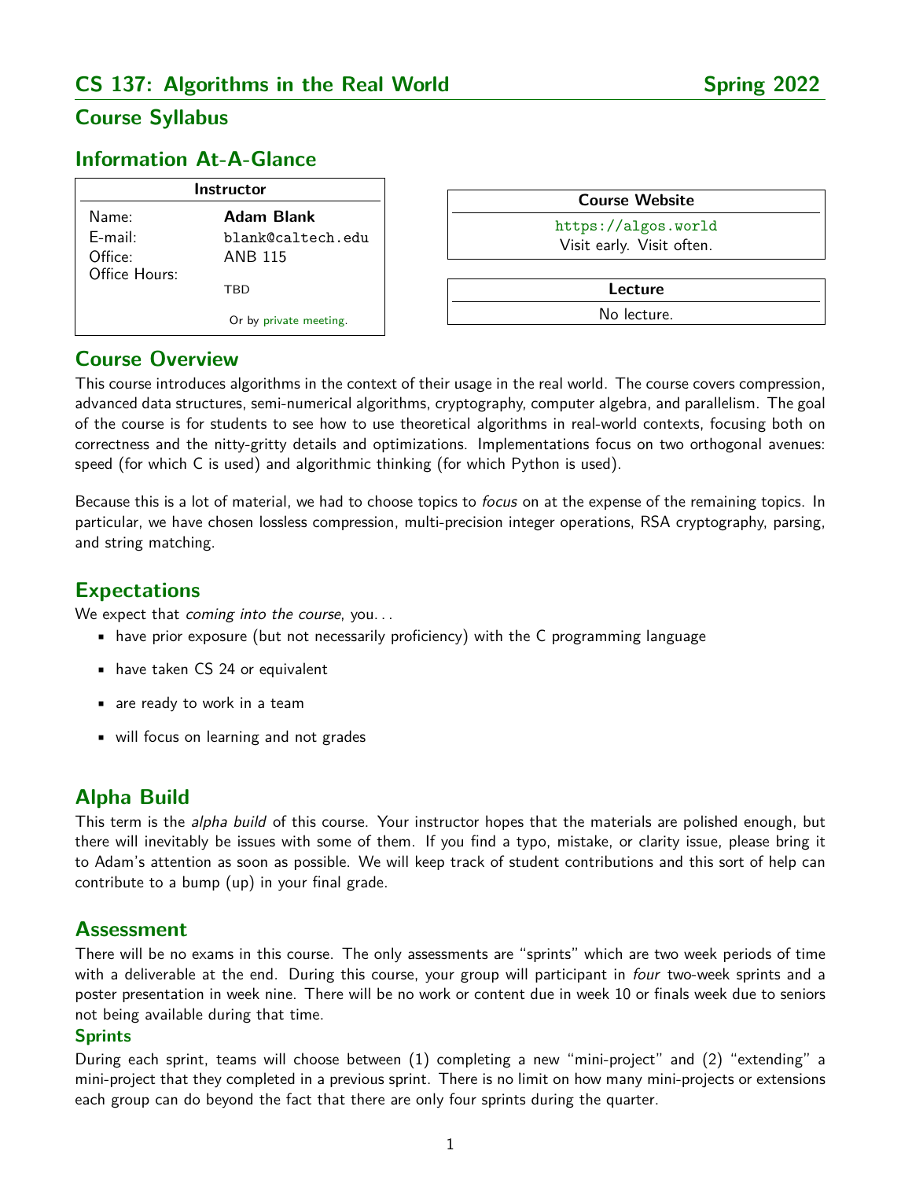# CS 137: Algorithms in the Real World — Spring 2022

## Course Syllabus

## Information At-A-Glance

| Instructor | |
|---|---|
| Name: | **Adam Blank** |
| E-mail: | `blank@caltech.edu` |
| Office: | ANB 115 |
| Office Hours: | TBD |
| | Or by private meeting. |

| Course Website |
|---|
| `https://algos.world` |
| Visit early. Visit often. |

| Lecture |
|---|
| No lecture. |

## Course Overview

This course introduces algorithms in the context of their usage in the real world. The course covers compression, advanced data structures, semi-numerical algorithms, cryptography, computer algebra, and parallelism. The goal of the course is for students to see how to use theoretical algorithms in real-world contexts, focusing both on correctness and the nitty-gritty details and optimizations. Implementations focus on two orthogonal avenues: speed (for which C is used) and algorithmic thinking (for which Python is used).

Because this is a lot of material, we had to choose topics to *focus* on at the expense of the remaining topics. In particular, we have chosen lossless compression, multi-precision integer operations, RSA cryptography, parsing, and string matching.

## Expectations

We expect that *coming into the course*, you...

- have prior exposure (but not necessarily proficiency) with the C programming language
- have taken CS 24 or equivalent
- are ready to work in a team
- will focus on learning and not grades

## Alpha Build

This term is the *alpha build* of this course. Your instructor hopes that the materials are polished enough, but there will inevitably be issues with some of them. If you find a typo, mistake, or clarity issue, please bring it to Adam's attention as soon as possible. We will keep track of student contributions and this sort of help can contribute to a bump (up) in your final grade.

## Assessment

There will be no exams in this course. The only assessments are "sprints" which are two week periods of time with a deliverable at the end. During this course, your group will participant in *four* two-week sprints and a poster presentation in week nine. There will be no work or content due in week 10 or finals week due to seniors not being available during that time.

### Sprints

During each sprint, teams will choose between (1) completing a new "mini-project" and (2) "extending" a mini-project that they completed in a previous sprint. There is no limit on how many mini-projects or extensions each group can do beyond the fact that there are only four sprints during the quarter.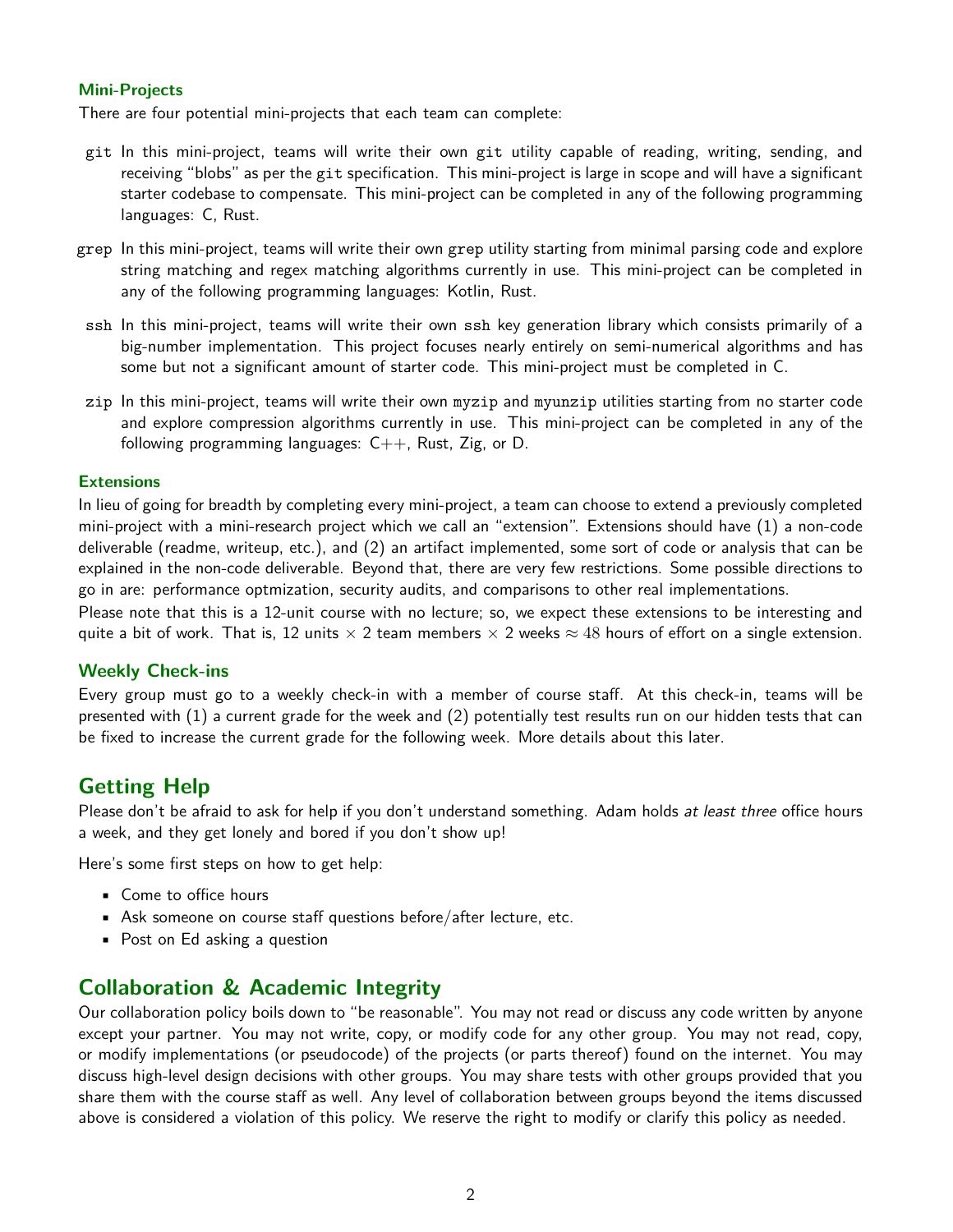### Mini-Projects

There are four potential mini-projects that each team can complete:

- `git` In this mini-project, teams will write their own `git` utility capable of reading, writing, sending, and receiving "blobs" as per the `git` specification. This mini-project is large in scope and will have a significant starter codebase to compensate. This mini-project can be completed in any of the following programming languages: C, Rust.
- `grep` In this mini-project, teams will write their own `grep` utility starting from minimal parsing code and explore string matching and regex matching algorithms currently in use. This mini-project can be completed in any of the following programming languages: Kotlin, Rust.
- `ssh` In this mini-project, teams will write their own `ssh` key generation library which consists primarily of a big-number implementation. This project focuses nearly entirely on semi-numerical algorithms and has some but not a significant amount of starter code. This mini-project must be completed in C.
- `zip` In this mini-project, teams will write their own `myzip` and `myunzip` utilities starting from no starter code and explore compression algorithms currently in use. This mini-project can be completed in any of the following programming languages: C++, Rust, Zig, or D.

### Extensions

In lieu of going for breadth by completing every mini-project, a team can choose to extend a previously completed mini-project with a mini-research project which we call an "extension". Extensions should have (1) a non-code deliverable (readme, writeup, etc.), and (2) an artifact implemented, some sort of code or analysis that can be explained in the non-code deliverable. Beyond that, there are very few restrictions. Some possible directions to go in are: performance optmization, security audits, and comparisons to other real implementations.

Please note that this is a 12-unit course with no lecture; so, we expect these extensions to be interesting and quite a bit of work. That is, 12 units $\times$ 2 team members $\times$ 2 weeks $\approx 48$ hours of effort on a single extension.

### Weekly Check-ins

Every group must go to a weekly check-in with a member of course staff. At this check-in, teams will be presented with (1) a current grade for the week and (2) potentially test results run on our hidden tests that can be fixed to increase the current grade for the following week. More details about this later.

## Getting Help

Please don't be afraid to ask for help if you don't understand something. Adam holds *at least three* office hours a week, and they get lonely and bored if you don't show up!

Here's some first steps on how to get help:

- Come to office hours
- Ask someone on course staff questions before/after lecture, etc.
- Post on Ed asking a question

## Collaboration & Academic Integrity

Our collaboration policy boils down to "be reasonable". You may not read or discuss any code written by anyone except your partner. You may not write, copy, or modify code for any other group. You may not read, copy, or modify implementations (or pseudocode) of the projects (or parts thereof) found on the internet. You may discuss high-level design decisions with other groups. You may share tests with other groups provided that you share them with the course staff as well. Any level of collaboration between groups beyond the items discussed above is considered a violation of this policy. We reserve the right to modify or clarify this policy as needed.